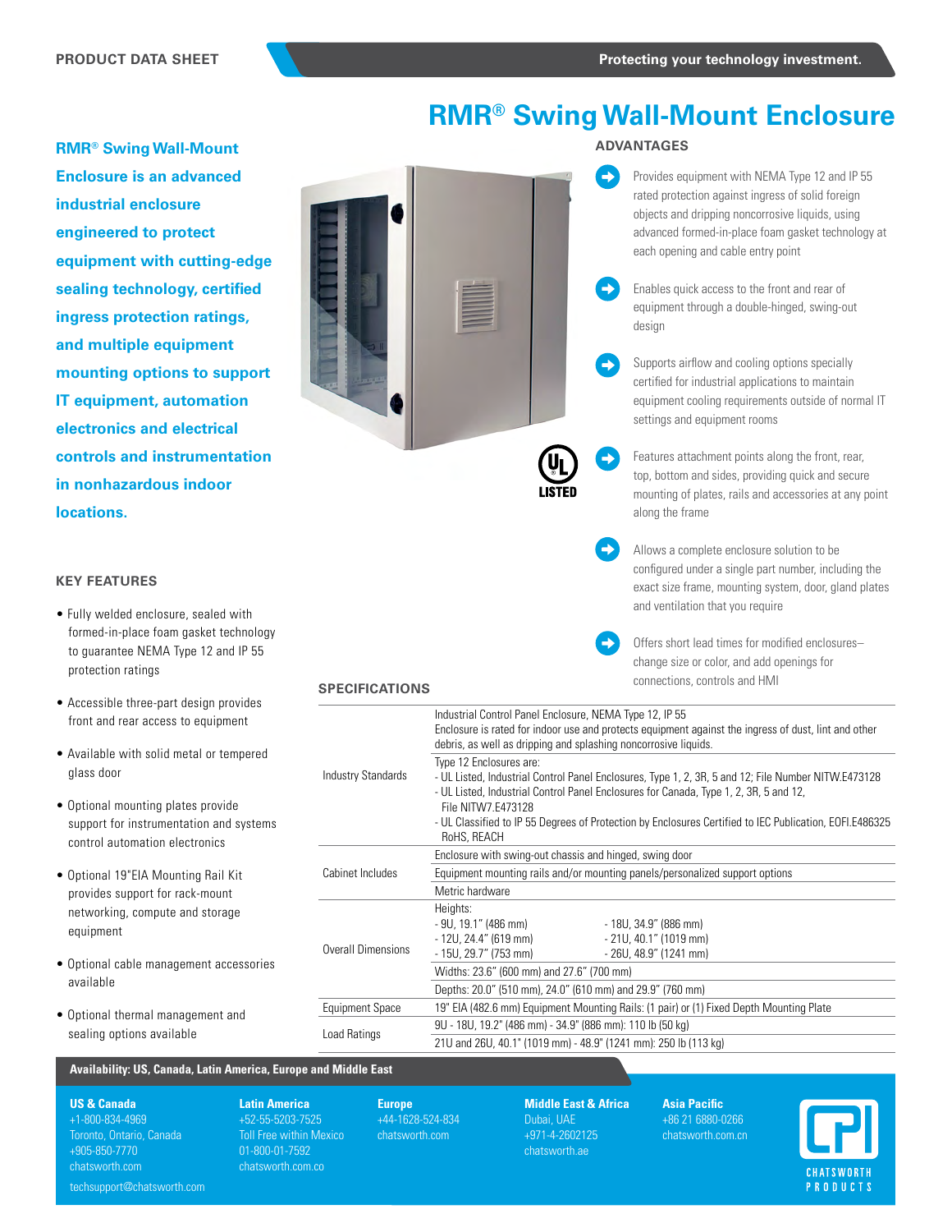PRODUCT DATA SHEET

Protecting your technology investment.

# RMR® Swing Wall-Mount Enclosure

**RMR® Swing Wall-Mount Enclosure is an advanced industrial enclosure engineered to protect equipment with cutting-edge sealing technology, certified ingress protection ratings, and multiple equipment mounting options to support IT equipment, automation electronics and electrical controls and instrumentation in nonhazardous indoor locations.**

## ADVANTAGES

- Provides equipment with NEMA Type 12 and IP 55 rated protection against ingress of solid foreign objects and dripping noncorrosive liquids, using advanced formed-in-place foam gasket technology at each opening and cable entry point
- Enables quick access to the front and rear of equipment through a double-hinged, swing-out design
- Supports airflow and cooling options specially certified for industrial applications to maintain equipment cooling requirements outside of normal IT settings and equipment rooms
- Features attachment points along the front, rear, top, bottom and sides, providing quick and secure mounting of plates, rails and accessories at any point along the frame
- Allows a complete enclosure solution to be configured under a single part number, including the exact size frame, mounting system, door, gland plates and ventilation that you require
- Offers short lead times for modified enclosures–change size or color, and add openings for connections, controls and HMI

UL LISTED

## KEY FEATURES

- Fully welded enclosure, sealed with formed-in-place foam gasket technology to guarantee NEMA Type 12 and IP 55 protection ratings
- Accessible three-part design provides front and rear access to equipment
- Available with solid metal or tempered glass door
- Optional mounting plates provide support for instrumentation and systems control automation electronics
- Optional 19"EIA Mounting Rail Kit provides support for rack-mount networking, compute and storage equipment
- Optional cable management accessories available
- Optional thermal management and sealing options available

## SPECIFICATIONS

| | |
|---|---|
| Industry Standards | Industrial Control Panel Enclosure, NEMA Type 12, IP 55<br>Enclosure is rated for indoor use and protects equipment against the ingress of dust, lint and other debris, as well as dripping and splashing noncorrosive liquids. |
| | Type 12 Enclosures are:<br>- UL Listed, Industrial Control Panel Enclosures, Type 1, 2, 3R, 5 and 12; File Number NITW.E473128<br>- UL Listed, Industrial Control Panel Enclosures for Canada, Type 1, 2, 3R, 5 and 12, File NITW7.E473128<br>- UL Classified to IP 55 Degrees of Protection by Enclosures Certified to IEC Publication, EOFI.E486325<br>RoHS, REACH |
| Cabinet Includes | Enclosure with swing-out chassis and hinged, swing door |
| | Equipment mounting rails and/or mounting panels/personalized support options |
| | Metric hardware |
| Overall Dimensions | Heights:<br>- 9U, 19.1" (486 mm)<br>- 12U, 24.4" (619 mm)<br>- 15U, 29.7" (753 mm)<br>- 18U, 34.9" (886 mm)<br>- 21U, 40.1" (1019 mm)<br>- 26U, 48.9" (1241 mm) |
| | Widths: 23.6" (600 mm) and 27.6" (700 mm) |
| | Depths: 20.0" (510 mm), 24.0" (610 mm) and 29.9" (760 mm) |
| Equipment Space | 19" EIA (482.6 mm) Equipment Mounting Rails: (1 pair) or (1) Fixed Depth Mounting Plate |
| Load Ratings | 9U - 18U, 19.2" (486 mm) - 34.9" (886 mm): 110 lb (50 kg) |
| | 21U and 26U, 40.1" (1019 mm) - 48.9" (1241 mm): 250 lb (113 kg) |

**Availability: US, Canada, Latin America, Europe and Middle East**

**US & Canada**
+1-800-834-4969
Toronto, Ontario, Canada
+905-850-7770
chatsworth.com
techsupport@chatsworth.com

**Latin America**
+52-55-5203-7525
Toll Free within Mexico
01-800-01-7592
chatsworth.com.co

**Europe**
+44-1628-524-834
chatsworth.com

**Middle East & Africa**
Dubai, UAE
+971-4-2602125
chatsworth.ae

**Asia Pacific**
+86 21 6880-0266
chatsworth.com.cn

CPI CHATSWORTH PRODUCTS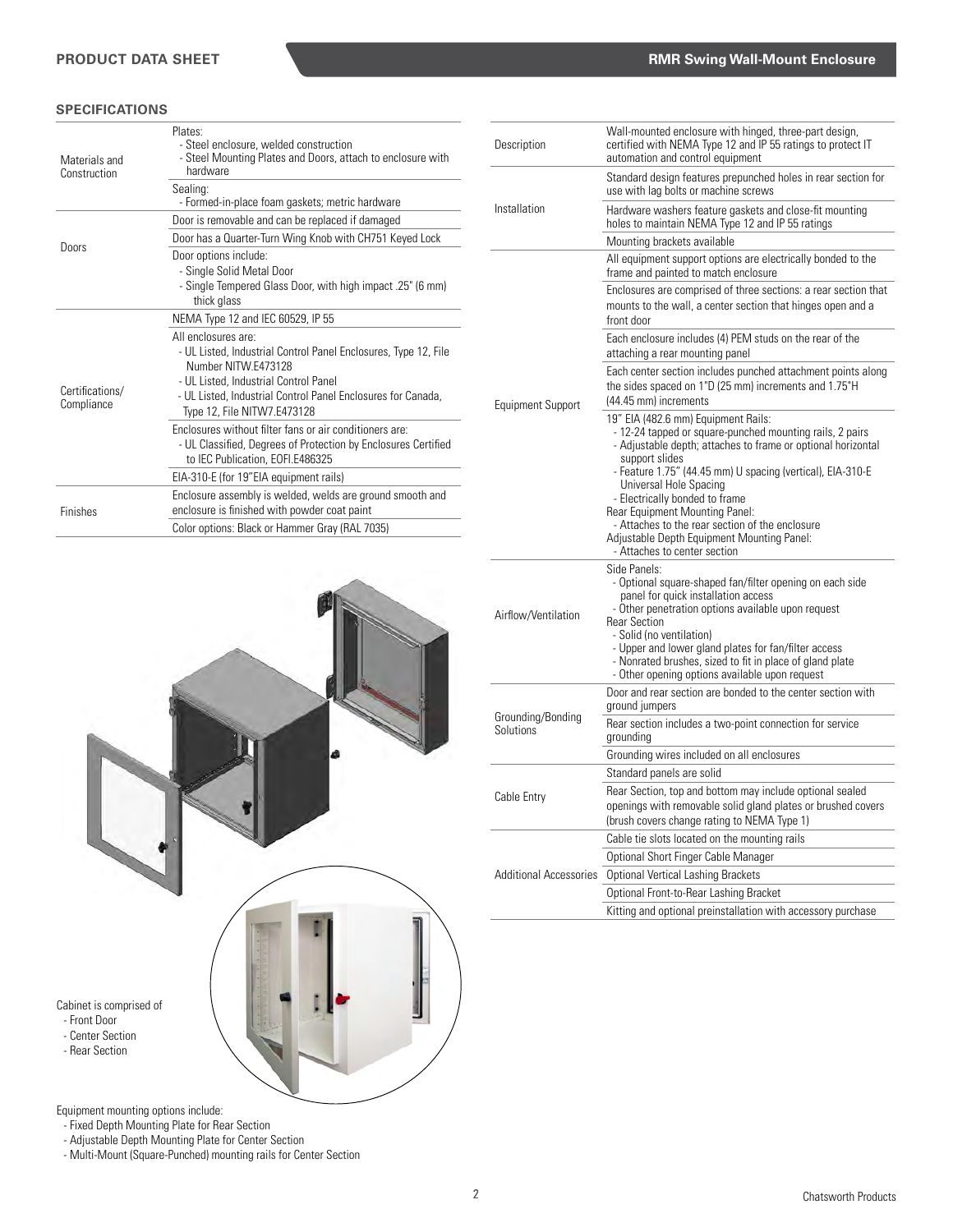## SPECIFICATIONS

| | |
|---|---|
| Materials and Construction | Plates:<br>- Steel enclosure, welded construction<br>- Steel Mounting Plates and Doors, attach to enclosure with hardware |
| | Sealing:<br>- Formed-in-place foam gaskets; metric hardware |
| Doors | Door is removable and can be replaced if damaged |
| | Door has a Quarter-Turn Wing Knob with CH751 Keyed Lock |
| | Door options include:<br>- Single Solid Metal Door<br>- Single Tempered Glass Door, with high impact .25" (6 mm) thick glass |
| Certifications/ Compliance | NEMA Type 12 and IEC 60529, IP 55 |
| | All enclosures are:<br>- UL Listed, Industrial Control Panel Enclosures, Type 12, File Number NITW.E473128<br>- UL Listed, Industrial Control Panel<br>- UL Listed, Industrial Control Panel Enclosures for Canada, Type 12, File NITW7.E473128 |
| | Enclosures without filter fans or air conditioners are:<br>- UL Classified, Degrees of Protection by Enclosures Certified to IEC Publication, EOFI.E486325 |
| | EIA-310-E (for 19"EIA equipment rails) |
| Finishes | Enclosure assembly is welded, welds are ground smooth and enclosure is finished with powder coat paint |
| | Color options: Black or Hammer Gray (RAL 7035) |

Cabinet is comprised of
- Front Door
- Center Section
- Rear Section

Equipment mounting options include:
- Fixed Depth Mounting Plate for Rear Section
- Adjustable Depth Mounting Plate for Center Section
- Multi-Mount (Square-Punched) mounting rails for Center Section

| | |
|---|---|
| Description | Wall-mounted enclosure with hinged, three-part design, certified with NEMA Type 12 and IP 55 ratings to protect IT automation and control equipment |
| Installation | Standard design features prepunched holes in rear section for use with lag bolts or machine screws |
| | Hardware washers feature gaskets and close-fit mounting holes to maintain NEMA Type 12 and IP 55 ratings |
| | Mounting brackets available |
| Equipment Support | All equipment support options are electrically bonded to the frame and painted to match enclosure |
| | Enclosures are comprised of three sections: a rear section that mounts to the wall, a center section that hinges open and a front door |
| | Each enclosure includes (4) PEM studs on the rear of the attaching a rear mounting panel |
| | Each center section includes punched attachment points along the sides spaced on 1"D (25 mm) increments and 1.75"H (44.45 mm) increments |
| | 19" EIA (482.6 mm) Equipment Rails:<br>- 12-24 tapped or square-punched mounting rails, 2 pairs<br>- Adjustable depth; attaches to frame or optional horizontal support slides<br>- Feature 1.75" (44.45 mm) U spacing (vertical), EIA-310-E Universal Hole Spacing<br>- Electrically bonded to frame<br>Rear Equipment Mounting Panel:<br>- Attaches to the rear section of the enclosure<br>Adjustable Depth Equipment Mounting Panel:<br>- Attaches to center section |
| Airflow/Ventilation | Side Panels:<br>- Optional square-shaped fan/filter opening on each side panel for quick installation access<br>- Other penetration options available upon request<br>Rear Section<br>- Solid (no ventilation)<br>- Upper and lower gland plates for fan/filter access<br>- Nonrated brushes, sized to fit in place of gland plate<br>- Other opening options available upon request |
| Grounding/Bonding Solutions | Door and rear section are bonded to the center section with ground jumpers |
| | Rear section includes a two-point connection for service grounding |
| | Grounding wires included on all enclosures |
| Cable Entry | Standard panels are solid |
| | Rear Section, top and bottom may include optional sealed openings with removable solid gland plates or brushed covers (brush covers change rating to NEMA Type 1) |
| Additional Accessories | Cable tie slots located on the mounting rails |
| | Optional Short Finger Cable Manager |
| | Optional Vertical Lashing Brackets |
| | Optional Front-to-Rear Lashing Bracket |
| | Kitting and optional preinstallation with accessory purchase |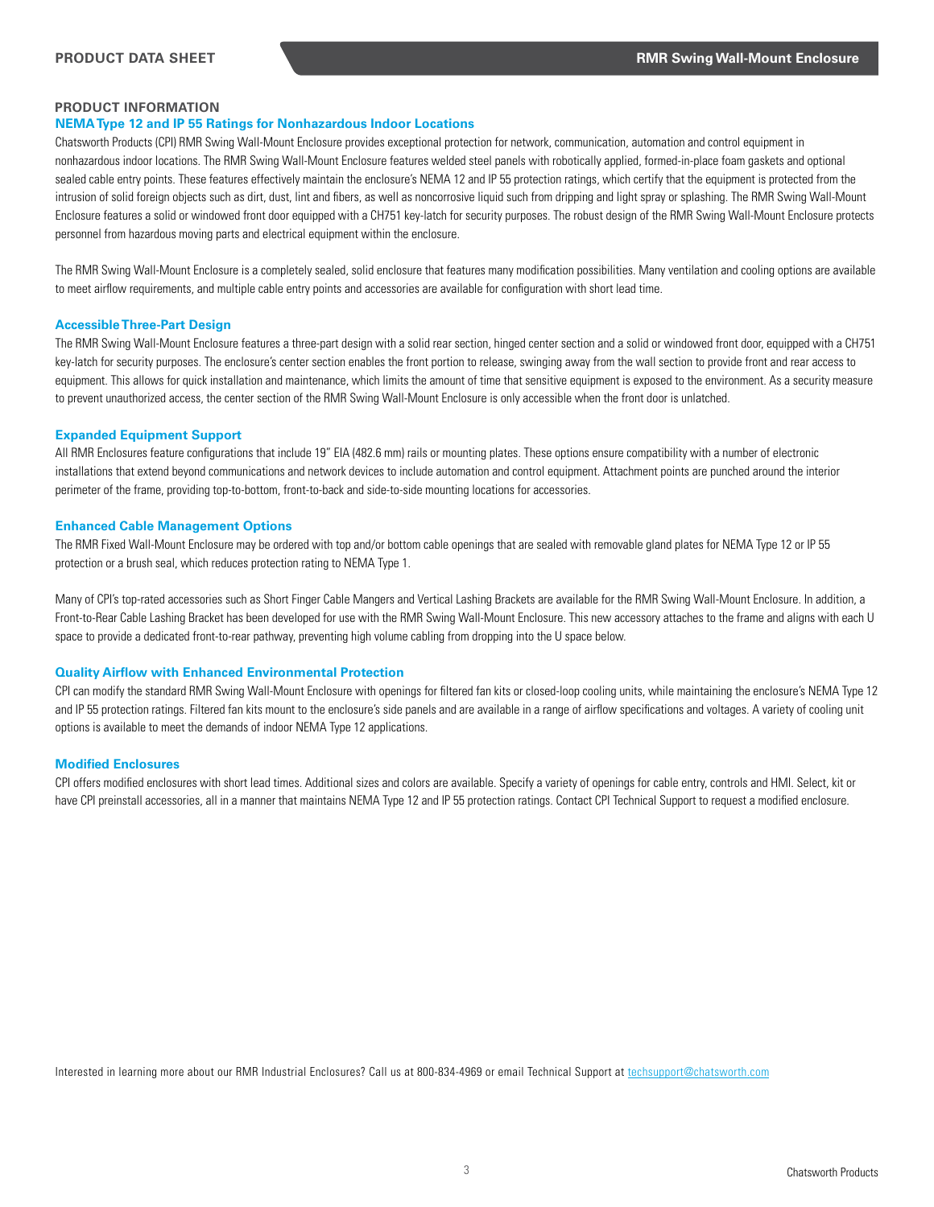## PRODUCT INFORMATION

### NEMA Type 12 and IP 55 Ratings for Nonhazardous Indoor Locations

Chatsworth Products (CPI) RMR Swing Wall-Mount Enclosure provides exceptional protection for network, communication, automation and control equipment in nonhazardous indoor locations. The RMR Swing Wall-Mount Enclosure features welded steel panels with robotically applied, formed-in-place foam gaskets and optional sealed cable entry points. These features effectively maintain the enclosure's NEMA 12 and IP 55 protection ratings, which certify that the equipment is protected from the intrusion of solid foreign objects such as dirt, dust, lint and fibers, as well as noncorrosive liquid such from dripping and light spray or splashing. The RMR Swing Wall-Mount Enclosure features a solid or windowed front door equipped with a CH751 key-latch for security purposes. The robust design of the RMR Swing Wall-Mount Enclosure protects personnel from hazardous moving parts and electrical equipment within the enclosure.

The RMR Swing Wall-Mount Enclosure is a completely sealed, solid enclosure that features many modification possibilities. Many ventilation and cooling options are available to meet airflow requirements, and multiple cable entry points and accessories are available for configuration with short lead time.

### Accessible Three-Part Design

The RMR Swing Wall-Mount Enclosure features a three-part design with a solid rear section, hinged center section and a solid or windowed front door, equipped with a CH751 key-latch for security purposes. The enclosure's center section enables the front portion to release, swinging away from the wall section to provide front and rear access to equipment. This allows for quick installation and maintenance, which limits the amount of time that sensitive equipment is exposed to the environment. As a security measure to prevent unauthorized access, the center section of the RMR Swing Wall-Mount Enclosure is only accessible when the front door is unlatched.

### Expanded Equipment Support

All RMR Enclosures feature configurations that include 19" EIA (482.6 mm) rails or mounting plates. These options ensure compatibility with a number of electronic installations that extend beyond communications and network devices to include automation and control equipment. Attachment points are punched around the interior perimeter of the frame, providing top-to-bottom, front-to-back and side-to-side mounting locations for accessories.

### Enhanced Cable Management Options

The RMR Fixed Wall-Mount Enclosure may be ordered with top and/or bottom cable openings that are sealed with removable gland plates for NEMA Type 12 or IP 55 protection or a brush seal, which reduces protection rating to NEMA Type 1.

Many of CPI's top-rated accessories such as Short Finger Cable Mangers and Vertical Lashing Brackets are available for the RMR Swing Wall-Mount Enclosure. In addition, a Front-to-Rear Cable Lashing Bracket has been developed for use with the RMR Swing Wall-Mount Enclosure. This new accessory attaches to the frame and aligns with each U space to provide a dedicated front-to-rear pathway, preventing high volume cabling from dropping into the U space below.

### Quality Airflow with Enhanced Environmental Protection

CPI can modify the standard RMR Swing Wall-Mount Enclosure with openings for filtered fan kits or closed-loop cooling units, while maintaining the enclosure's NEMA Type 12 and IP 55 protection ratings. Filtered fan kits mount to the enclosure's side panels and are available in a range of airflow specifications and voltages. A variety of cooling unit options is available to meet the demands of indoor NEMA Type 12 applications.

### Modified Enclosures

CPI offers modified enclosures with short lead times. Additional sizes and colors are available. Specify a variety of openings for cable entry, controls and HMI. Select, kit or have CPI preinstall accessories, all in a manner that maintains NEMA Type 12 and IP 55 protection ratings. Contact CPI Technical Support to request a modified enclosure.

Interested in learning more about our RMR Industrial Enclosures? Call us at 800-834-4969 or email Technical Support at techsupport@chatsworth.com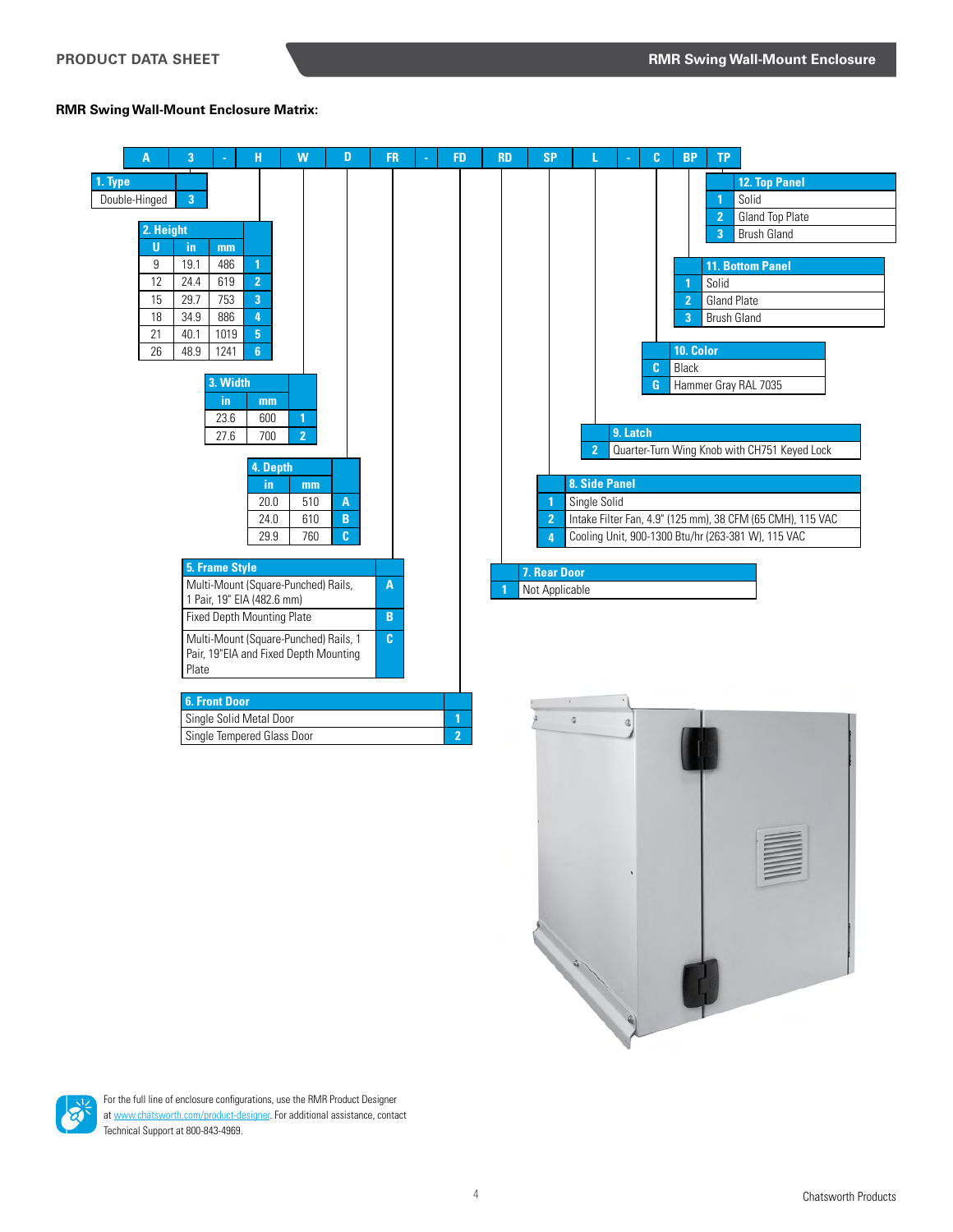## RMR Swing Wall-Mount Enclosure Matrix:

| A | 3 | - | H | W | D | FR | - | FD | RD | SP | L | - | C | BP | TP |
|---|---|---|---|---|---|---|---|---|---|---|---|---|---|---|---|

**1. Type**

| Type | Code |
|---|---|
| Double-Hinged | 3 |

**2. Height**

| U | in | mm | Code |
|---|---|---|---|
| 9 | 19.1 | 486 | 1 |
| 12 | 24.4 | 619 | 2 |
| 15 | 29.7 | 753 | 3 |
| 18 | 34.9 | 886 | 4 |
| 21 | 40.1 | 1019 | 5 |
| 26 | 48.9 | 1241 | 6 |

**3. Width**

| in | mm | Code |
|---|---|---|
| 23.6 | 600 | 1 |
| 27.6 | 700 | 2 |

**4. Depth**

| in | mm | Code |
|---|---|---|
| 20.0 | 510 | A |
| 24.0 | 610 | B |
| 29.9 | 760 | C |

**5. Frame Style**

| Frame Style | Code |
|---|---|
| Multi-Mount (Square-Punched) Rails, 1 Pair, 19" EIA (482.6 mm) | A |
| Fixed Depth Mounting Plate | B |
| Multi-Mount (Square-Punched) Rails, 1 Pair, 19"EIA and Fixed Depth Mounting Plate | C |

**6. Front Door**

| Front Door | Code |
|---|---|
| Single Solid Metal Door | 1 |
| Single Tempered Glass Door | 2 |

**7. Rear Door**

| Code | Rear Door |
|---|---|
| 1 | Not Applicable |

**8. Side Panel**

| Code | Side Panel |
|---|---|
| 1 | Single Solid |
| 2 | Intake Filter Fan, 4.9" (125 mm), 38 CFM (65 CMH), 115 VAC |
| 4 | Cooling Unit, 900-1300 Btu/hr (263-381 W), 115 VAC |

**9. Latch**

| Code | Latch |
|---|---|
| 2 | Quarter-Turn Wing Knob with CH751 Keyed Lock |

**10. Color**

| Code | Color |
|---|---|
| C | Black |
| G | Hammer Gray RAL 7035 |

**11. Bottom Panel**

| Code | Bottom Panel |
|---|---|
| 1 | Solid |
| 2 | Gland Plate |
| 3 | Brush Gland |

**12. Top Panel**

| Code | Top Panel |
|---|---|
| 1 | Solid |
| 2 | Gland Top Plate |
| 3 | Brush Gland |

For the full line of enclosure configurations, use the RMR Product Designer at www.chatsworth.com/product-designer. For additional assistance, contact Technical Support at 800-843-4969.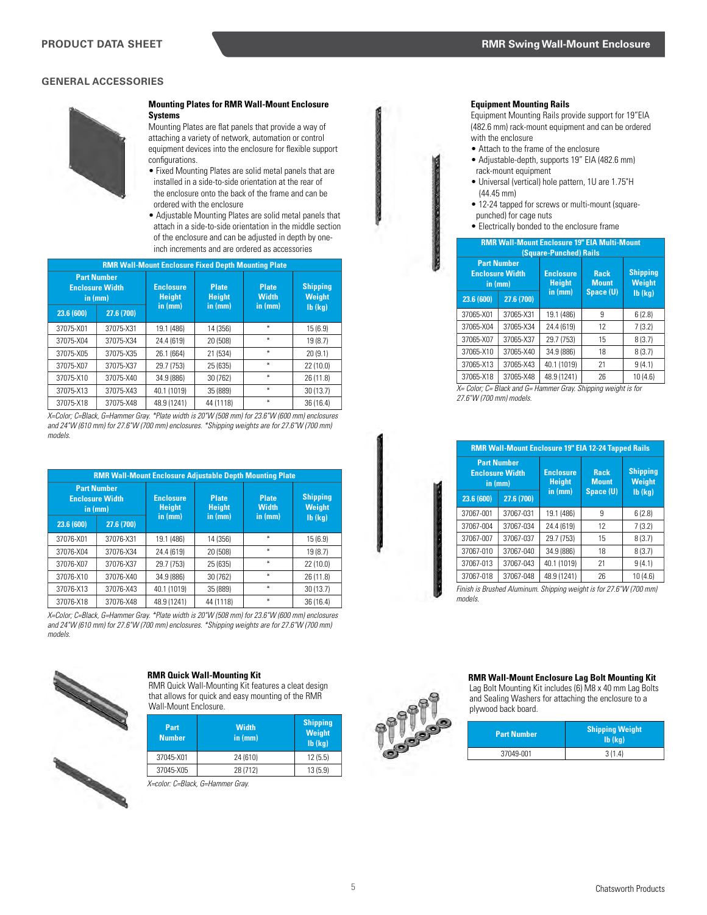## GENERAL ACCESSORIES

### Mounting Plates for RMR Wall-Mount Enclosure Systems

Mounting Plates are flat panels that provide a way of attaching a variety of network, automation or control equipment devices into the enclosure for flexible support configurations.

- Fixed Mounting Plates are solid metal panels that are installed in a side-to-side orientation at the rear of the enclosure onto the back of the frame and can be ordered with the enclosure
- Adjustable Mounting Plates are solid metal panels that attach in a side-to-side orientation in the middle section of the enclosure and can be adjusted in depth by one-inch increments and are ordered as accessories

**RMR Wall-Mount Enclosure Fixed Depth Mounting Plate**

| Part Number Enclosure Width in (mm) | | Enclosure Height in (mm) | Plate Height in (mm) | Plate Width in (mm) | Shipping Weight lb (kg) |
|---|---|---|---|---|---|
| 23.6 (600) | 27.6 (700) | | | | |
| 37075-X01 | 37075-X31 | 19.1 (486) | 14 (356) | * | 15 (6.9) |
| 37075-X04 | 37075-X34 | 24.4 (619) | 20 (508) | * | 19 (8.7) |
| 37075-X05 | 37075-X35 | 26.1 (664) | 21 (534) | * | 20 (9.1) |
| 37075-X07 | 37075-X37 | 29.7 (753) | 25 (635) | * | 22 (10.0) |
| 37075-X10 | 37075-X40 | 34.9 (886) | 30 (762) | * | 26 (11.8) |
| 37075-X13 | 37075-X43 | 40.1 (1019) | 35 (889) | * | 30 (13.7) |
| 37075-X18 | 37075-X48 | 48.9 (1241) | 44 (1118) | * | 36 (16.4) |

*X=Color; C=Black, G=Hammer Gray. *Plate width is 20"W (508 mm) for 23.6"W (600 mm) enclosures and 24"W (610 mm) for 27.6"W (700 mm) enclosures. *Shipping weights are for 27.6"W (700 mm) models.*

**RMR Wall-Mount Enclosure Adjustable Depth Mounting Plate**

| Part Number Enclosure Width in (mm) | | Enclosure Height in (mm) | Plate Height in (mm) | Plate Width in (mm) | Shipping Weight lb (kg) |
|---|---|---|---|---|---|
| 23.6 (600) | 27.6 (700) | | | | |
| 37076-X01 | 37076-X31 | 19.1 (486) | 14 (356) | * | 15 (6.9) |
| 37076-X04 | 37076-X34 | 24.4 (619) | 20 (508) | * | 19 (8.7) |
| 37076-X07 | 37076-X37 | 29.7 (753) | 25 (635) | * | 22 (10.0) |
| 37076-X10 | 37076-X40 | 34.9 (886) | 30 (762) | * | 26 (11.8) |
| 37076-X13 | 37076-X43 | 40.1 (1019) | 35 (889) | * | 30 (13.7) |
| 37076-X18 | 37076-X48 | 48.9 (1241) | 44 (1118) | * | 36 (16.4) |

*X=Color; C=Black, G=Hammer Gray. *Plate width is 20"W (508 mm) for 23.6"W (600 mm) enclosures and 24"W (610 mm) for 27.6"W (700 mm) enclosures. *Shipping weights are for 27.6"W (700 mm) models.*

### Equipment Mounting Rails

Equipment Mounting Rails provide support for 19"EIA (482.6 mm) rack-mount equipment and can be ordered with the enclosure

- Attach to the frame of the enclosure
- Adjustable-depth, supports 19" EIA (482.6 mm) rack-mount equipment
- Universal (vertical) hole pattern, 1U are 1.75"H (44.45 mm)
- 12-24 tapped for screws or multi-mount (square-punched) for cage nuts
- Electrically bonded to the enclosure frame

**RMR Wall-Mount Enclosure 19" EIA Multi-Mount (Square-Punched) Rails**

| Part Number Enclosure Width in (mm) | | Enclosure Height in (mm) | Rack Mount Space (U) | Shipping Weight lb (kg) |
|---|---|---|---|---|
| 23.6 (600) | 27.6 (700) | | | |
| 37065-X01 | 37065-X31 | 19.1 (486) | 9 | 6 (2.8) |
| 37065-X04 | 37065-X34 | 24.4 (619) | 12 | 7 (3.2) |
| 37065-X07 | 37065-X37 | 29.7 (753) | 15 | 8 (3.7) |
| 37065-X10 | 37065-X40 | 34.9 (886) | 18 | 8 (3.7) |
| 37065-X13 | 37065-X43 | 40.1 (1019) | 21 | 9 (4.1) |
| 37065-X18 | 37065-X48 | 48.9 (1241) | 26 | 10 (4.6) |

*X= Color; C= Black and G= Hammer Gray. Shipping weight is for 27.6"W (700 mm) models.*

**RMR Wall-Mount Enclosure 19" EIA 12-24 Tapped Rails**

| Part Number Enclosure Width in (mm) | | Enclosure Height in (mm) | Rack Mount Space (U) | Shipping Weight lb (kg) |
|---|---|---|---|---|
| 23.6 (600) | 27.6 (700) | | | |
| 37067-001 | 37067-031 | 19.1 (486) | 9 | 6 (2.8) |
| 37067-004 | 37067-034 | 24.4 (619) | 12 | 7 (3.2) |
| 37067-007 | 37067-037 | 29.7 (753) | 15 | 8 (3.7) |
| 37067-010 | 37067-040 | 34.9 (886) | 18 | 8 (3.7) |
| 37067-013 | 37067-043 | 40.1 (1019) | 21 | 9 (4.1) |
| 37067-018 | 37067-048 | 48.9 (1241) | 26 | 10 (4.6) |

*Finish is Brushed Aluminum. Shipping weight is for 27.6"W (700 mm) models.*

### RMR Quick Wall-Mounting Kit

RMR Quick Wall-Mounting Kit features a cleat design that allows for quick and easy mounting of the RMR Wall-Mount Enclosure.

| Part Number | Width in (mm) | Shipping Weight lb (kg) |
|---|---|---|
| 37045-X01 | 24 (610) | 12 (5.5) |
| 37045-X05 | 28 (712) | 13 (5.9) |

*X=color: C=Black, G=Hammer Gray.*

### RMR Wall-Mount Enclosure Lag Bolt Mounting Kit

Lag Bolt Mounting Kit includes (6) M8 x 40 mm Lag Bolts and Sealing Washers for attaching the enclosure to a plywood back board.

| Part Number | Shipping Weight lb (kg) |
|---|---|
| 37049-001 | 3 (1.4) |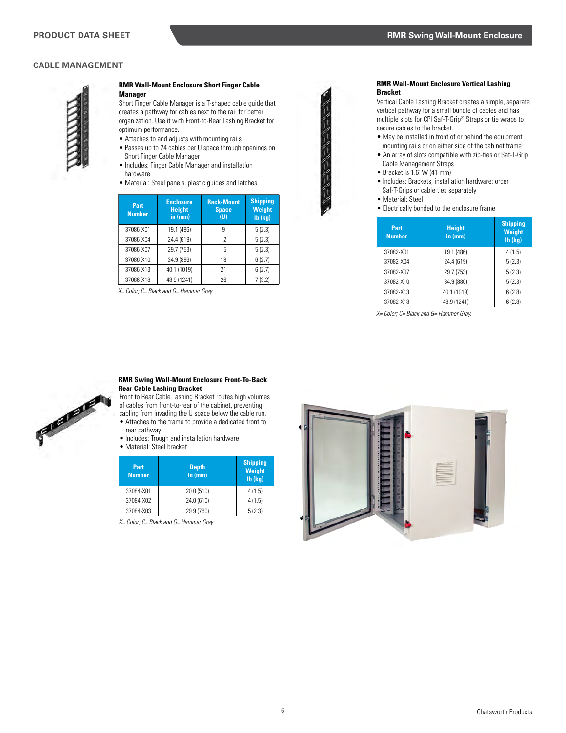## CABLE MANAGEMENT

### RMR Wall-Mount Enclosure Short Finger Cable Manager

Short Finger Cable Manager is a T-shaped cable guide that creates a pathway for cables next to the rail for better organization. Use it with Front-to-Rear Lashing Bracket for optimum performance.

- Attaches to and adjusts with mounting rails
- Passes up to 24 cables per U space through openings on Short Finger Cable Manager
- Includes: Finger Cable Manager and installation hardware
- Material: Steel panels, plastic guides and latches

| Part Number | Enclosure Height in (mm) | Rack-Mount Space (U) | Shipping Weight lb (kg) |
|---|---|---|---|
| 37086-X01 | 19.1 (486) | 9 | 5 (2.3) |
| 37086-X04 | 24.4 (619) | 12 | 5 (2.3) |
| 37086-X07 | 29.7 (753) | 15 | 5 (2.3) |
| 37086-X10 | 34.9 (886) | 18 | 6 (2.7) |
| 37086-X13 | 40.1 (1019) | 21 | 6 (2.7) |
| 37086-X18 | 48.9 (1241) | 26 | 7 (3.2) |

*X= Color; C= Black and G= Hammer Gray.*

### RMR Wall-Mount Enclosure Vertical Lashing Bracket

Vertical Cable Lashing Bracket creates a simple, separate vertical pathway for a small bundle of cables and has multiple slots for CPI Saf-T-Grip® Straps or tie wraps to secure cables to the bracket.

- May be installed in front of or behind the equipment mounting rails or on either side of the cabinet frame
- An array of slots compatible with zip-ties or Saf-T-Grip Cable Management Straps
- Bracket is 1.6"W (41 mm)
- Includes: Brackets, installation hardware; order Saf-T-Grips or cable ties separately
- Material: Steel
- Electrically bonded to the enclosure frame

| Part Number | Height in (mm) | Shipping Weight lb (kg) |
|---|---|---|
| 37082-X01 | 19.1 (486) | 4 (1.5) |
| 37082-X04 | 24.4 (619) | 5 (2.3) |
| 37082-X07 | 29.7 (753) | 5 (2.3) |
| 37082-X10 | 34.9 (886) | 5 (2.3) |
| 37082-X13 | 40.1 (1019) | 6 (2.8) |
| 37082-X18 | 48.9 (1241) | 6 (2.8) |

*X= Color; C= Black and G= Hammer Gray.*

### RMR Swing Wall-Mount Enclosure Front-To-Back Rear Cable Lashing Bracket

Front to Rear Cable Lashing Bracket routes high volumes of cables from front-to-rear of the cabinet, preventing cabling from invading the U space below the cable run.

- Attaches to the frame to provide a dedicated front to rear pathway
- Includes: Trough and installation hardware
- Material: Steel bracket

| Part Number | Depth in (mm) | Shipping Weight lb (kg) |
|---|---|---|
| 37084-X01 | 20.0 (510) | 4 (1.5) |
| 37084-X02 | 24.0 (610) | 4 (1.5) |
| 37084-X03 | 29.9 (760) | 5 (2.3) |

*X= Color; C= Black and G= Hammer Gray.*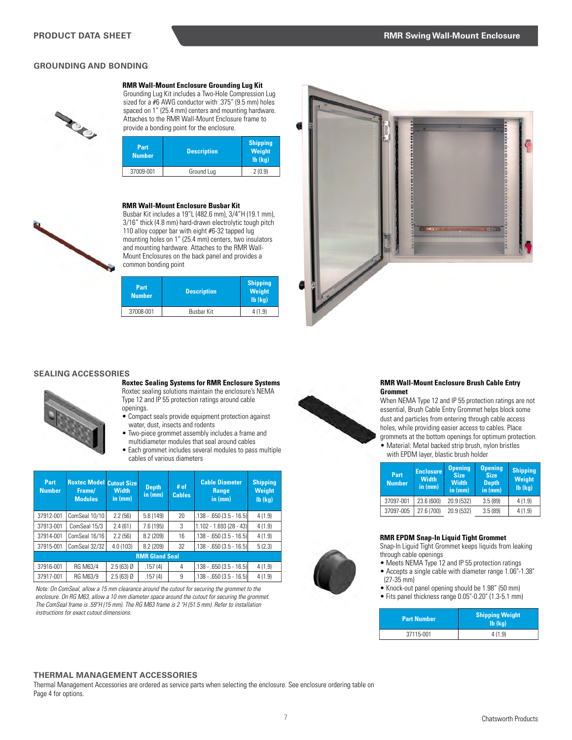## GROUNDING AND BONDING

### RMR Wall-Mount Enclosure Grounding Lug Kit

Grounding Lug Kit includes a Two-Hole Compression Lug sized for a #6 AWG conductor with .375" (9.5 mm) holes spaced on 1" (25.4 mm) centers and mounting hardware. Attaches to the RMR Wall-Mount Enclosure frame to provide a bonding point for the enclosure.

| Part Number | Description | Shipping Weight lb (kg) |
|---|---|---|
| 37009-001 | Ground Lug | 2 (0.9) |

### RMR Wall-Mount Enclosure Busbar Kit

Busbar Kit includes a 19"L (482.6 mm), 3/4"H (19.1 mm), 3/16" thick (4.8 mm) hard-drawn electrolytic tough pitch 110 alloy copper bar with eight #6-32 tapped lug mounting holes on 1" (25.4 mm) centers, two insulators and mounting hardware. Attaches to the RMR Wall-Mount Enclosures on the back panel and provides a common bonding point

| Part Number | Description | Shipping Weight lb (kg) |
|---|---|---|
| 37008-001 | Busbar Kit | 4 (1.9) |

## SEALING ACCESSORIES

### Roxtec Sealing Systems for RMR Enclosure Systems

Roxtec sealing solutions maintain the enclosure's NEMA Type 12 and IP 55 protection ratings around cable openings.

- Compact seals provide equipment protection against water, dust, insects and rodents
- Two-piece grommet assembly includes a frame and multidiameter modules that seal around cables
- Each grommet includes several modules to pass multiple cables of various diameters

| Part Number | Roxtec Model Frame/ Modules | Cutout Size Width in (mm) | Depth in (mm) | # of Cables | Cable Diameter Range in (mm) | Shipping Weight lb (kg) |
|---|---|---|---|---|---|---|
| 37912-001 | ComSeal 10/10 | 2.2 (56) | 5.8 (149) | 20 | .138 - .650 (3.5 - 16.5) | 4 (1.9) |
| 37913-001 | ComSeal 15/3 | 2.4 (61) | 7.6 (195) | 3 | 1.102 - 1.693 (28 - 43) | 4 (1.9) |
| 37914-001 | ComSeal 16/16 | 2.2 (56) | 8.2 (209) | 16 | .138 - .650 (3.5 - 16.5) | 4 (1.9) |
| 37915-001 | ComSeal 32/32 | 4.0 (103) | 8.2 (209) | 32 | .138 - .650 (3.5 - 16.5) | 5 (2.3) |
| **RMR Gland Seal** | | | | | | |
| 37916-001 | RG M63/4 | 2.5 (63) Ø | .157 (4) | 4 | .138 - .650 (3.5 - 16.5) | 4 (1.9) |
| 37917-001 | RG M63/9 | 2.5 (63) Ø | .157 (4) | 9 | .138 - .650 (3.5 - 16.5) | 4 (1.9) |

*Note: On ComSeal, allow a 15 mm clearance around the cutout for securing the grommet to the enclosure. On RG M63, allow a 10 mm diameter space around the cutout for securing the grommet. The ComSeal frame is .59"H (15 mm). The RG M63 frame is 2 "H (51.5 mm). Refer to installation instructions for exact cutout dimensions.*

### RMR Wall-Mount Enclosure Brush Cable Entry Grommet

When NEMA Type 12 and IP 55 protection ratings are not essential, Brush Cable Entry Grommet helps block some dust and particles from entering through cable access holes, while providing easier access to cables. Place grommets at the bottom openings for optimum protection.

- Material: Metal backed strip brush, nylon bristles with EPDM layer, blastic brush holder

| Part Number | Enclosure Width in (mm) | Opening Size Width in (mm) | Opening Size Depth in (mm) | Shipping Weight lb (kg) |
|---|---|---|---|---|
| 37097-001 | 23.6 (600) | 20.9 (532) | 3.5 (89) | 4 (1.9) |
| 37097-005 | 27.6 (700) | 20.9 (532) | 3.5 (89) | 4 (1.9) |

### RMR EPDM Snap-In Liquid Tight Grommet

Snap-In Liguid Tight Grommet keeps liquids from leaking through cable openings

- Meets NEMA Type 12 and IP 55 protection ratings
- Accepts a single cable with diameter range 1.06"-1.38" (27-35 mm)
- Knock-out panel opening should be 1.98" (50 mm)
- Fits panel thickness range 0.05"-0.20" (1.3-5.1 mm)

| Part Number | Shipping Weight lb (kg) |
|---|---|
| 37115-001 | 4 (1.9) |

## THERMAL MANAGEMENT ACCESSORIES

Thermal Management Accessories are ordered as service parts when selecting the enclosure. See enclosure ordering table on Page 4 for options.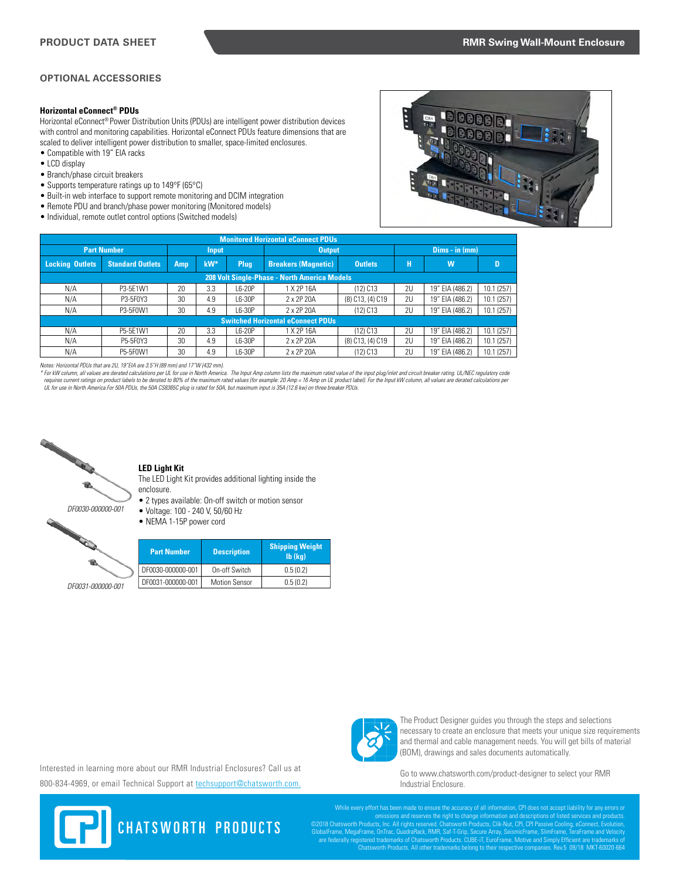## OPTIONAL ACCESSORIES

### Horizontal eConnect® PDUs

Horizontal eConnect® Power Distribution Units (PDUs) are intelligent power distribution devices with control and monitoring capabilities. Horizontal eConnect PDUs feature dimensions that are scaled to deliver intelligent power distribution to smaller, space-limited enclosures.

- Compatible with 19" EIA racks
- LCD display
- Branch/phase circuit breakers
- Supports temperature ratings up to 149°F (65°C)
- Built-in web interface to support remote monitoring and DCIM integration
- Remote PDU and branch/phase power monitoring (Monitored models)
- Individual, remote outlet control options (Switched models)

| Monitored Horizontal eConnect PDUs | | | | | | | | | |
|---|---|---|---|---|---|---|---|---|---|
| Part Number | | Input | | | Output | | Dims - in (mm) | | |
| Locking Outlets | Standard Outlets | Amp | kW* | Plug | Breakers (Magnetic) | Outlets | H | W | D |
| 208 Volt Single-Phase - North America Models | | | | | | | | | |
| N/A | P3-5E1W1 | 20 | 3.3 | L6-20P | 1 X 2P 16A | (12) C13 | 2U | 19" EIA (486.2) | 10.1 (257) |
| N/A | P3-5F0Y3 | 30 | 4.9 | L6-30P | 2 x 2P 20A | (8) C13, (4) C19 | 2U | 19" EIA (486.2) | 10.1 (257) |
| N/A | P3-5F0W1 | 30 | 4.9 | L6-30P | 2 x 2P 20A | (12) C13 | 2U | 19" EIA (486.2) | 10.1 (257) |
| Switched Horizontal eConnect PDUs | | | | | | | | | |
| N/A | P5-5E1W1 | 20 | 3.3 | L6-20P | 1 X 2P 16A | (12) C13 | 2U | 19" EIA (486.2) | 10.1 (257) |
| N/A | P5-5F0Y3 | 30 | 4.9 | L6-30P | 2 x 2P 20A | (8) C13, (4) C19 | 2U | 19" EIA (486.2) | 10.1 (257) |
| N/A | P5-5F0W1 | 30 | 4.9 | L6-30P | 2 x 2P 20A | (12) C13 | 2U | 19" EIA (486.2) | 10.1 (257) |

*Notes: Horizontal PDUs that are 2U, 19"EIA are 3.5"H (89 mm) and 17"W (432 mm).*

*\* For kW column, all values are derated calculations per UL for use in North America. The Input Amp column lists the maximum rated value of the input plug/inlet and circuit breaker rating. UL/NEC regulatory code requires current ratings on product labels to be derated to 80% of the maximum rated values (for example: 20 Amp = 16 Amp on UL product label). For the Input kW column, all values are derated calculations per UL for use in North America.For 50A PDUs, the 50A CS8365C plug is rated for 50A, but maximum input is 35A (12.6 kw) on three breaker PDUs.*

### LED Light Kit

The LED Light Kit provides additional lighting inside the enclosure.

- 2 types available: On-off switch or motion sensor
- Voltage: 100 - 240 V, 50/60 Hz
- NEMA 1-15P power cord

*DF0030-000000-001*

*DF0031-000000-001*

| Part Number | Description | Shipping Weight lb (kg) |
|---|---|---|
| DF0030-000000-001 | On-off Switch | 0.5 (0.2) |
| DF0031-000000-001 | Motion Sensor | 0.5 (0.2) |

Interested in learning more about our RMR Industrial Enclosures? Call us at 800-834-4969, or email Technical Support at techsupport@chatsworth.com.

The Product Designer guides you through the steps and selections necessary to create an enclosure that meets your unique size requirements and thermal and cable management needs. You will get bills of material (BOM), drawings and sales documents automatically.

Go to www.chatsworth.com/product-designer to select your RMR Industrial Enclosure.

CHATSWORTH PRODUCTS

While every effort has been made to ensure the accuracy of all information, CPI does not accept liability for any errors or omissions and reserves the right to change information and descriptions of listed services and products. ©2018 Chatsworth Products, Inc. All rights reserved. Chatsworth Products, Clik-Nut, CPI, CPI Passive Cooling, eConnect, Evolution, GlobalFrame, MegaFrame, OnTrac, QuadraRack, RMR, Saf-T-Grip, Secure Array, SeismicFrame, SlimFrame, TeraFrame and Velocity are federally registered trademarks of Chatsworth Products. CUBE-iT, EuroFrame, Motive and Simply Efficient are trademarks of Chatsworth Products. All other trademarks belong to their respective companies. Rev.5 09/18 MKT-60020-664